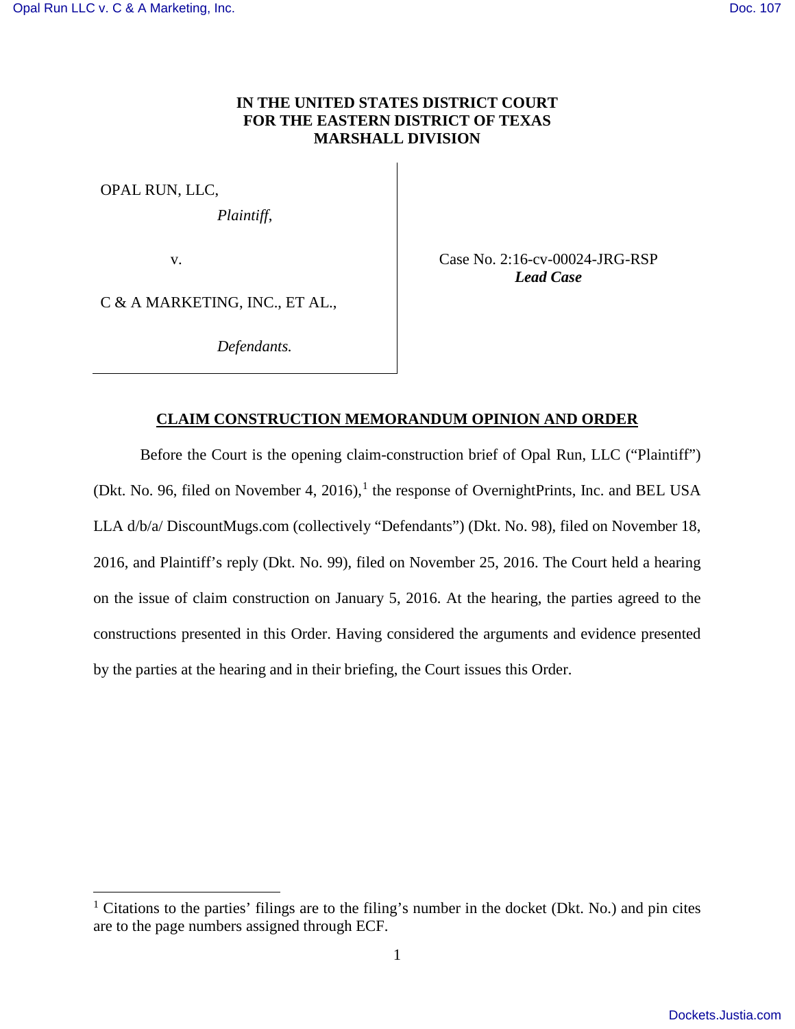**IN THE UNITED STATES DISTRICT COURT**
**FOR THE EASTERN DISTRICT OF TEXAS**
**MARSHALL DIVISION**

| | |
|---|---|
| OPAL RUN, LLC, *Plaintiff*, | |
| v. | Case No. 2:16-cv-00024-JRG-RSP ***Lead Case*** |
| C & A MARKETING, INC., ET AL., *Defendants.* | |

## CLAIM CONSTRUCTION MEMORANDUM OPINION AND ORDER

Before the Court is the opening claim-construction brief of Opal Run, LLC ("Plaintiff") (Dkt. No. 96, filed on November 4, 2016),[1] the response of OvernightPrints, Inc. and BEL USA LLA d/b/a/ DiscountMugs.com (collectively "Defendants") (Dkt. No. 98), filed on November 18, 2016, and Plaintiff's reply (Dkt. No. 99), filed on November 25, 2016. The Court held a hearing on the issue of claim construction on January 5, 2016. At the hearing, the parties agreed to the constructions presented in this Order. Having considered the arguments and evidence presented by the parties at the hearing and in their briefing, the Court issues this Order.

[1] Citations to the parties' filings are to the filing's number in the docket (Dkt. No.) and pin cites are to the page numbers assigned through ECF.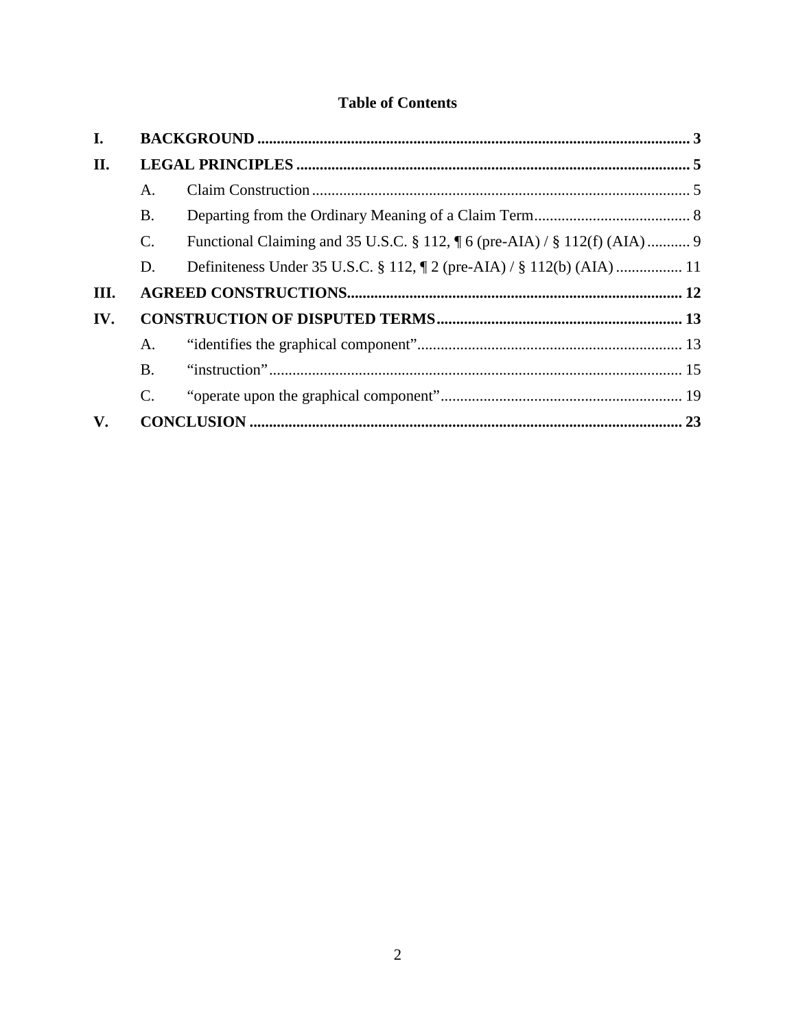## Table of Contents

**I. BACKGROUND** ............................................................................................................. **3**

**II. LEGAL PRINCIPLES** ..................................................................................................... **5**

- A. Claim Construction ................................................................................................. 5
- B. Departing from the Ordinary Meaning of a Claim Term......................................... 8
- C. Functional Claiming and 35 U.S.C. § 112, ¶ 6 (pre-AIA) / § 112(f) (AIA) ........... 9
- D. Definiteness Under 35 U.S.C. § 112, ¶ 2 (pre-AIA) / § 112(b) (AIA) ................. 11

**III. AGREED CONSTRUCTIONS**...................................................................................... **12**

**IV. CONSTRUCTION OF DISPUTED TERMS**............................................................... **13**

- A. "identifies the graphical component".................................................................... 13
- B. "instruction"........................................................................................................... 15
- C. "operate upon the graphical component".............................................................. 19

**V. CONCLUSION** ............................................................................................................. **23**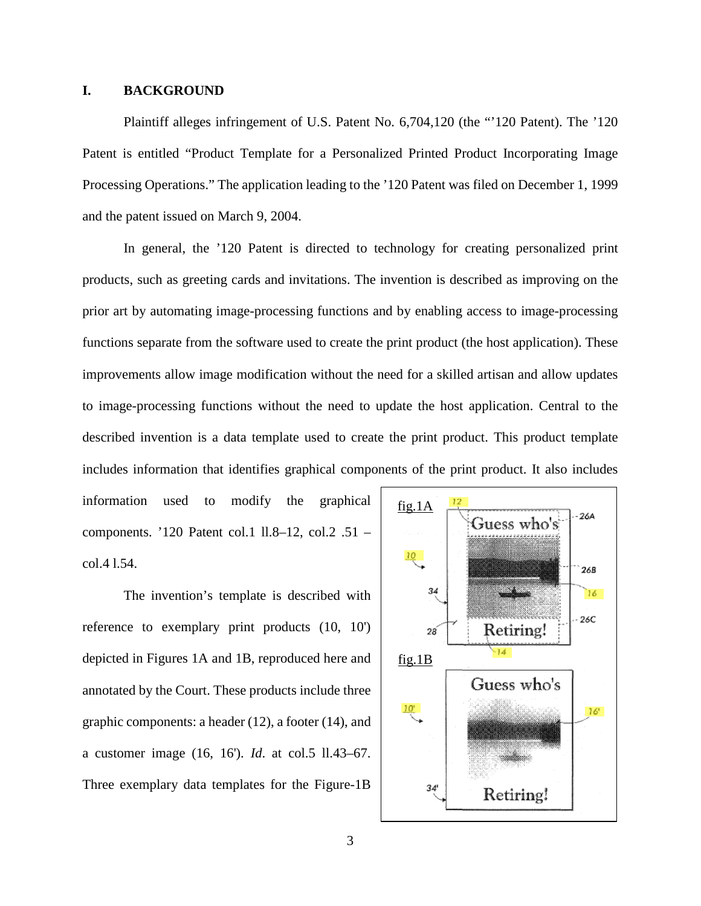## I. BACKGROUND

Plaintiff alleges infringement of U.S. Patent No. 6,704,120 (the "'120 Patent). The '120 Patent is entitled "Product Template for a Personalized Printed Product Incorporating Image Processing Operations." The application leading to the '120 Patent was filed on December 1, 1999 and the patent issued on March 9, 2004.

In general, the '120 Patent is directed to technology for creating personalized print products, such as greeting cards and invitations. The invention is described as improving on the prior art by automating image-processing functions and by enabling access to image-processing functions separate from the software used to create the print product (the host application). These improvements allow image modification without the need for a skilled artisan and allow updates to image-processing functions without the need to update the host application. Central to the described invention is a data template used to create the print product. This product template includes information that identifies graphical components of the print product. It also includes information used to modify the graphical components. '120 Patent col.1 ll.8–12, col.2 .51 – col.4 l.54.

The invention's template is described with reference to exemplary print products (10, 10') depicted in Figures 1A and 1B, reproduced here and annotated by the Court. These products include three graphic components: a header (12), a footer (14), and a customer image (16, 16'). *Id.* at col.5 ll.43–67. Three exemplary data templates for the Figure-1B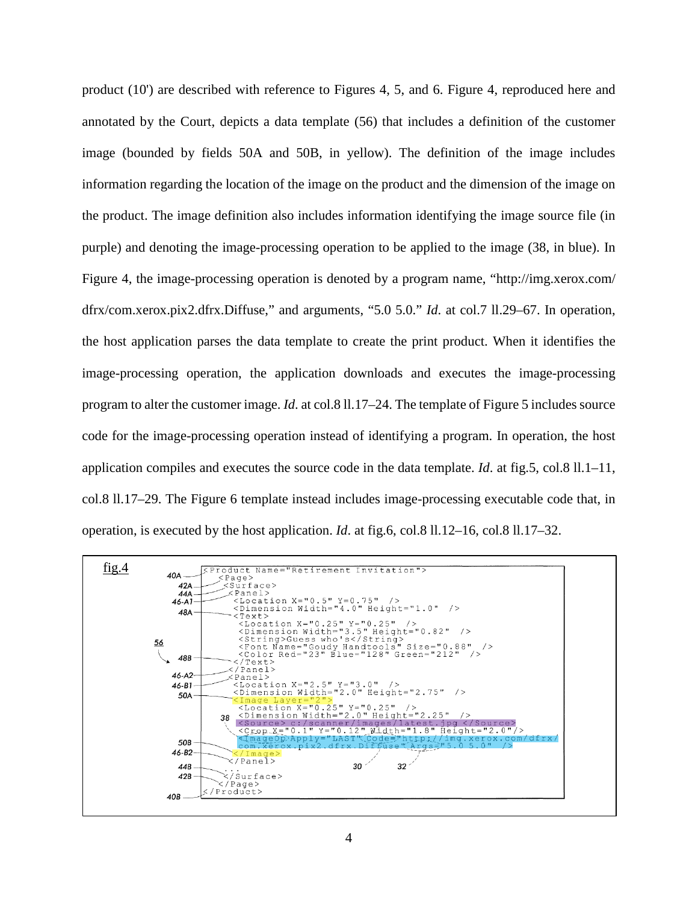product (10') are described with reference to Figures 4, 5, and 6. Figure 4, reproduced here and annotated by the Court, depicts a data template (56) that includes a definition of the customer image (bounded by fields 50A and 50B, in yellow). The definition of the image includes information regarding the location of the image on the product and the dimension of the image on the product. The image definition also includes information identifying the image source file (in purple) and denoting the image-processing operation to be applied to the image (38, in blue). In Figure 4, the image-processing operation is denoted by a program name, "http://img.xerox.com/dfrx/com.xerox.pix2.dfrx.Diffuse," and arguments, "5.0 5.0." *Id.* at col.7 ll.29–67. In operation, the host application parses the data template to create the print product. When it identifies the image-processing operation, the application downloads and executes the image-processing program to alter the customer image. *Id.* at col.8 ll.17–24. The template of Figure 5 includes source code for the image-processing operation instead of identifying a program. In operation, the host application compiles and executes the source code in the data template. *Id.* at fig.5, col.8 ll.1–11, col.8 ll.17–29. The Figure 6 template instead includes image-processing executable code that, in operation, is executed by the host application. *Id.* at fig.6, col.8 ll.12–16, col.8 ll.17–32.

fig.4

```
<Product Name="Retirement Invitation">
  <Page>
   <Surface>
    <Panel>
     <Location X="0.5" Y=0.75" />
     <Dimension Width="4.0" Height="1.0" />
     <Text>
      <Location X="0.25" Y="0.25" />
      <Dimension Width="3.5" Height="0.82" />
      <String>Guess who's</String>
      <Font Name="Goudy Handtools" Size="0.88" />
      <Color Red="23" Blue="128" Green="212" />
     </Text>
    </Panel>
    <Panel>
     <Location X="2.5" Y="3.0" />
     <Dimension Width="2.0" Height="2.75" />
     <Image Layer="2">
      <Location X="0.25" Y="0.25" />
      <Dimension Width="2.0" Height="2.25" />
      <Source> c:/scanner/images/latest.jpg </Source>
      <Crop X="0.1" Y="0.12" Width="1.8" Height="2.0"/>
      <ImageOp Apply="LAST" Code="http://img.xerox.com/dfrx/
      com.xerox.pix2.dfrx.Diffuse" Args="5.0 5.0" />
     </Image>
    </Panel>
    ...
   </Surface>
  </Page>
</Product>
```

Labels: 40A, 42A, 44A, 46-A1, 48A, 56, 48B, 46-A2, 46-B1, 50A, 38, 50B, 46-B2, 44B, 42B, 40B, 30, 32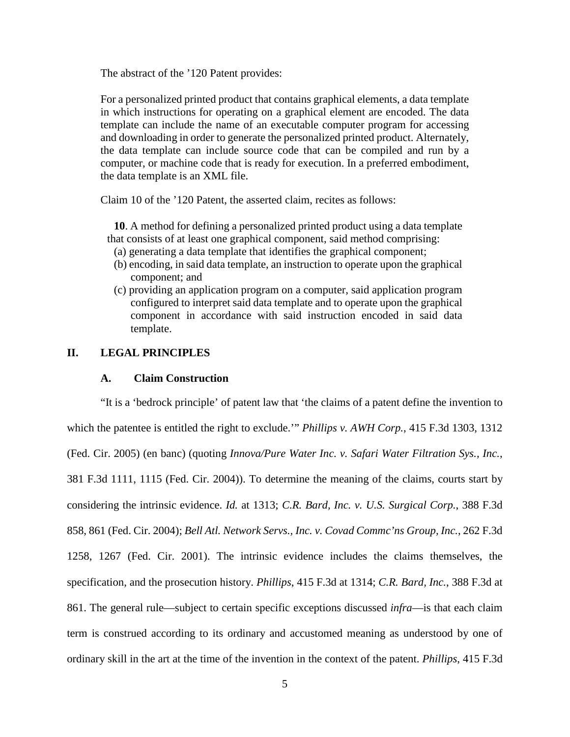The abstract of the ’120 Patent provides:

> For a personalized printed product that contains graphical elements, a data template in which instructions for operating on a graphical element are encoded. The data template can include the name of an executable computer program for accessing and downloading in order to generate the personalized printed product. Alternately, the data template can include source code that can be compiled and run by a computer, or machine code that is ready for execution. In a preferred embodiment, the data template is an XML file.

Claim 10 of the ’120 Patent, the asserted claim, recites as follows:

> **10**. A method for defining a personalized printed product using a data template that consists of at least one graphical component, said method comprising:
> (a) generating a data template that identifies the graphical component;
> (b) encoding, in said data template, an instruction to operate upon the graphical component; and
> (c) providing an application program on a computer, said application program configured to interpret said data template and to operate upon the graphical component in accordance with said instruction encoded in said data template.

## II. LEGAL PRINCIPLES

### A. Claim Construction

“It is a ‘bedrock principle’ of patent law that ‘the claims of a patent define the invention to which the patentee is entitled the right to exclude.’” *Phillips v. AWH Corp.*, 415 F.3d 1303, 1312 (Fed. Cir. 2005) (en banc) (quoting *Innova/Pure Water Inc. v. Safari Water Filtration Sys., Inc.*, 381 F.3d 1111, 1115 (Fed. Cir. 2004)). To determine the meaning of the claims, courts start by considering the intrinsic evidence. *Id.* at 1313; *C.R. Bard, Inc. v. U.S. Surgical Corp.*, 388 F.3d 858, 861 (Fed. Cir. 2004); *Bell Atl. Network Servs., Inc. v. Covad Commc’ns Group, Inc.*, 262 F.3d 1258, 1267 (Fed. Cir. 2001). The intrinsic evidence includes the claims themselves, the specification, and the prosecution history. *Phillips*, 415 F.3d at 1314; *C.R. Bard, Inc.*, 388 F.3d at 861. The general rule—subject to certain specific exceptions discussed *infra*—is that each claim term is construed according to its ordinary and accustomed meaning as understood by one of ordinary skill in the art at the time of the invention in the context of the patent. *Phillips*, 415 F.3d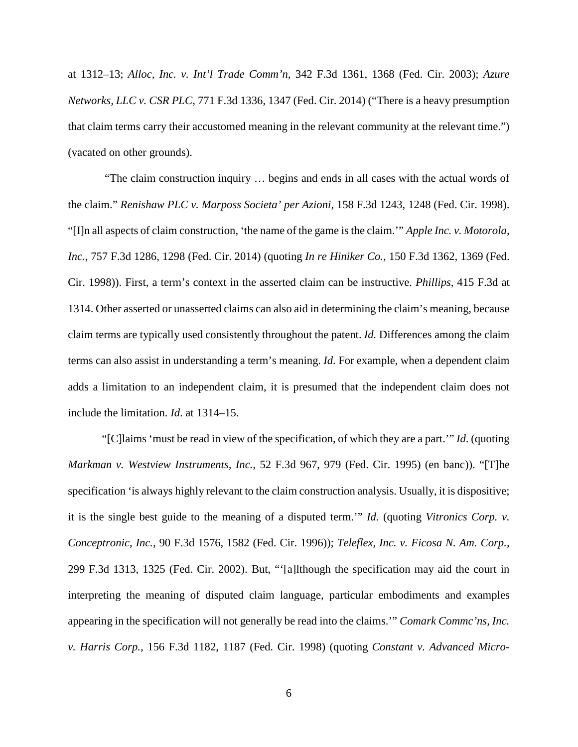at 1312–13; *Alloc, Inc. v. Int'l Trade Comm'n*, 342 F.3d 1361, 1368 (Fed. Cir. 2003); *Azure Networks, LLC v. CSR PLC*, 771 F.3d 1336, 1347 (Fed. Cir. 2014) ("There is a heavy presumption that claim terms carry their accustomed meaning in the relevant community at the relevant time.") (vacated on other grounds).

"The claim construction inquiry … begins and ends in all cases with the actual words of the claim." *Renishaw PLC v. Marposs Societa' per Azioni*, 158 F.3d 1243, 1248 (Fed. Cir. 1998). "[I]n all aspects of claim construction, 'the name of the game is the claim.'" *Apple Inc. v. Motorola, Inc.*, 757 F.3d 1286, 1298 (Fed. Cir. 2014) (quoting *In re Hiniker Co.*, 150 F.3d 1362, 1369 (Fed. Cir. 1998)). First, a term's context in the asserted claim can be instructive. *Phillips*, 415 F.3d at 1314. Other asserted or unasserted claims can also aid in determining the claim's meaning, because claim terms are typically used consistently throughout the patent. *Id.* Differences among the claim terms can also assist in understanding a term's meaning. *Id*. For example, when a dependent claim adds a limitation to an independent claim, it is presumed that the independent claim does not include the limitation. *Id*. at 1314–15.

"[C]laims 'must be read in view of the specification, of which they are a part.'" *Id*. (quoting *Markman v. Westview Instruments, Inc.*, 52 F.3d 967, 979 (Fed. Cir. 1995) (en banc)). "[T]he specification 'is always highly relevant to the claim construction analysis. Usually, it is dispositive; it is the single best guide to the meaning of a disputed term.'" *Id*. (quoting *Vitronics Corp. v. Conceptronic, Inc.*, 90 F.3d 1576, 1582 (Fed. Cir. 1996)); *Teleflex, Inc. v. Ficosa N. Am. Corp.*, 299 F.3d 1313, 1325 (Fed. Cir. 2002). But, "'[a]lthough the specification may aid the court in interpreting the meaning of disputed claim language, particular embodiments and examples appearing in the specification will not generally be read into the claims.'" *Comark Commc'ns, Inc. v. Harris Corp.*, 156 F.3d 1182, 1187 (Fed. Cir. 1998) (quoting *Constant v. Advanced Micro-*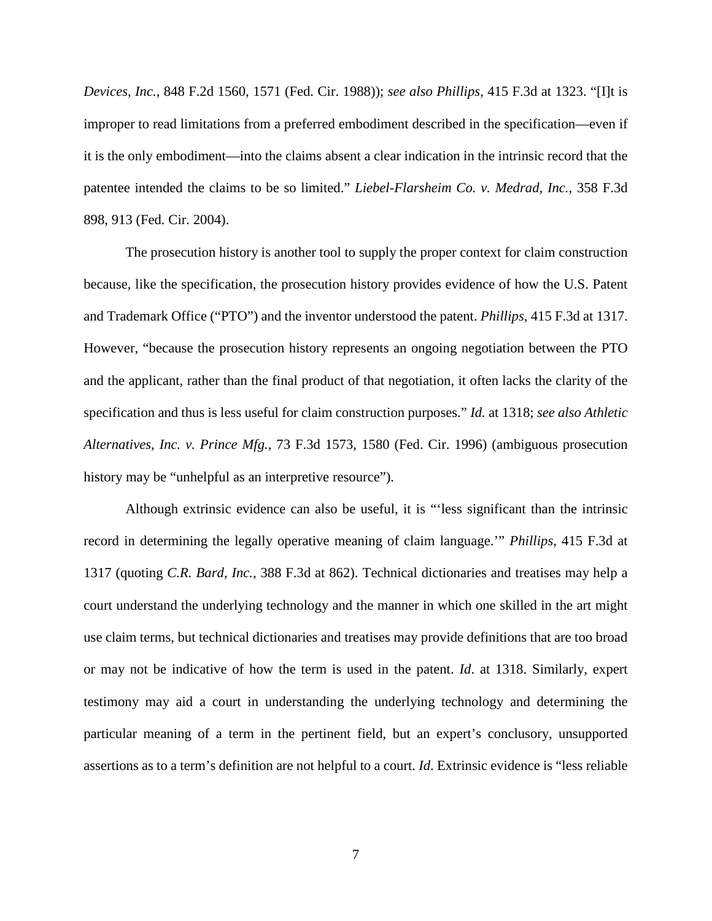*Devices, Inc.*, 848 F.2d 1560, 1571 (Fed. Cir. 1988)); *see also Phillips*, 415 F.3d at 1323. "[I]t is improper to read limitations from a preferred embodiment described in the specification—even if it is the only embodiment—into the claims absent a clear indication in the intrinsic record that the patentee intended the claims to be so limited." *Liebel-Flarsheim Co. v. Medrad, Inc.*, 358 F.3d 898, 913 (Fed. Cir. 2004).

The prosecution history is another tool to supply the proper context for claim construction because, like the specification, the prosecution history provides evidence of how the U.S. Patent and Trademark Office ("PTO") and the inventor understood the patent. *Phillips*, 415 F.3d at 1317. However, "because the prosecution history represents an ongoing negotiation between the PTO and the applicant, rather than the final product of that negotiation, it often lacks the clarity of the specification and thus is less useful for claim construction purposes." *Id.* at 1318; *see also Athletic Alternatives, Inc. v. Prince Mfg.*, 73 F.3d 1573, 1580 (Fed. Cir. 1996) (ambiguous prosecution history may be "unhelpful as an interpretive resource").

Although extrinsic evidence can also be useful, it is "'less significant than the intrinsic record in determining the legally operative meaning of claim language.'" *Phillips*, 415 F.3d at 1317 (quoting *C.R. Bard, Inc.*, 388 F.3d at 862). Technical dictionaries and treatises may help a court understand the underlying technology and the manner in which one skilled in the art might use claim terms, but technical dictionaries and treatises may provide definitions that are too broad or may not be indicative of how the term is used in the patent. *Id*. at 1318. Similarly, expert testimony may aid a court in understanding the underlying technology and determining the particular meaning of a term in the pertinent field, but an expert's conclusory, unsupported assertions as to a term's definition are not helpful to a court. *Id*. Extrinsic evidence is "less reliable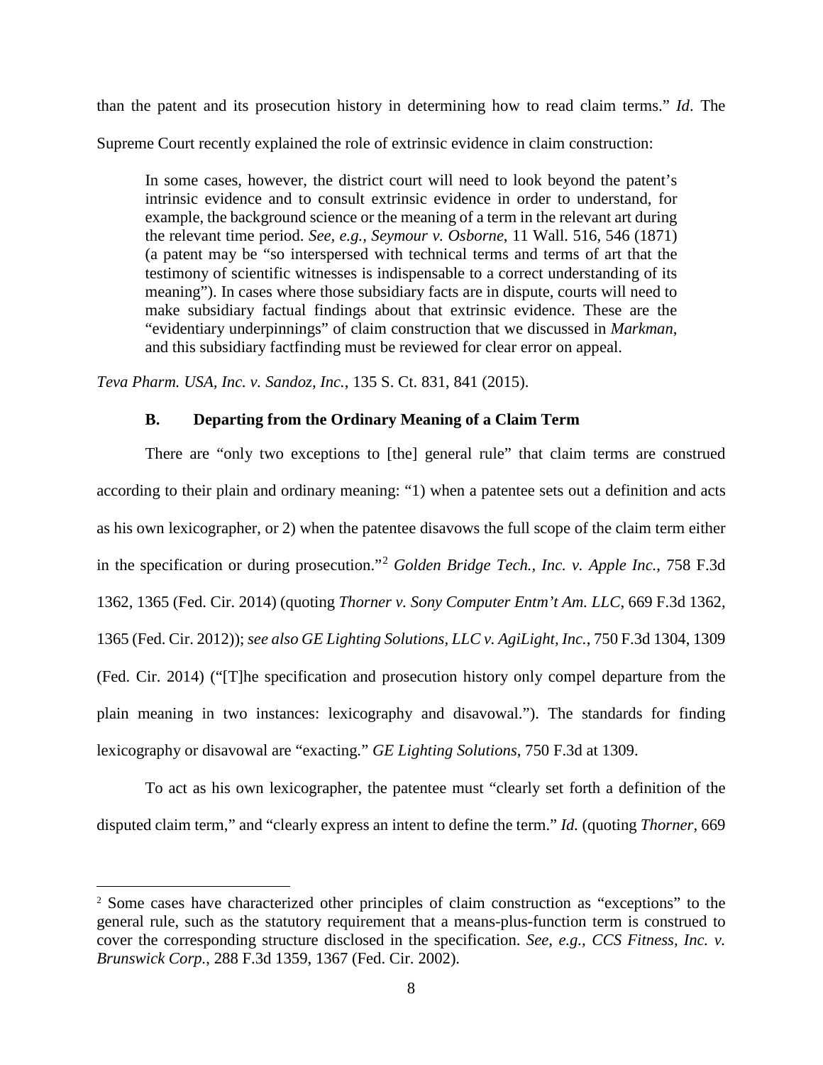than the patent and its prosecution history in determining how to read claim terms." *Id*. The Supreme Court recently explained the role of extrinsic evidence in claim construction:

> In some cases, however, the district court will need to look beyond the patent's intrinsic evidence and to consult extrinsic evidence in order to understand, for example, the background science or the meaning of a term in the relevant art during the relevant time period. *See, e.g.*, *Seymour v. Osborne*, 11 Wall. 516, 546 (1871) (a patent may be "so interspersed with technical terms and terms of art that the testimony of scientific witnesses is indispensable to a correct understanding of its meaning"). In cases where those subsidiary facts are in dispute, courts will need to make subsidiary factual findings about that extrinsic evidence. These are the "evidentiary underpinnings" of claim construction that we discussed in *Markman*, and this subsidiary factfinding must be reviewed for clear error on appeal.

*Teva Pharm. USA, Inc. v. Sandoz, Inc.*, 135 S. Ct. 831, 841 (2015).

### B. Departing from the Ordinary Meaning of a Claim Term

There are "only two exceptions to [the] general rule" that claim terms are construed according to their plain and ordinary meaning: "1) when a patentee sets out a definition and acts as his own lexicographer, or 2) when the patentee disavows the full scope of the claim term either in the specification or during prosecution."[2] *Golden Bridge Tech., Inc. v. Apple Inc.*, 758 F.3d 1362, 1365 (Fed. Cir. 2014) (quoting *Thorner v. Sony Computer Entm't Am. LLC*, 669 F.3d 1362, 1365 (Fed. Cir. 2012)); *see also GE Lighting Solutions, LLC v. AgiLight, Inc.*, 750 F.3d 1304, 1309 (Fed. Cir. 2014) ("[T]he specification and prosecution history only compel departure from the plain meaning in two instances: lexicography and disavowal."). The standards for finding lexicography or disavowal are "exacting." *GE Lighting Solutions*, 750 F.3d at 1309.

To act as his own lexicographer, the patentee must "clearly set forth a definition of the disputed claim term," and "clearly express an intent to define the term." *Id.* (quoting *Thorner*, 669

[2] Some cases have characterized other principles of claim construction as "exceptions" to the general rule, such as the statutory requirement that a means-plus-function term is construed to cover the corresponding structure disclosed in the specification. *See, e.g.*, *CCS Fitness, Inc. v. Brunswick Corp.*, 288 F.3d 1359, 1367 (Fed. Cir. 2002).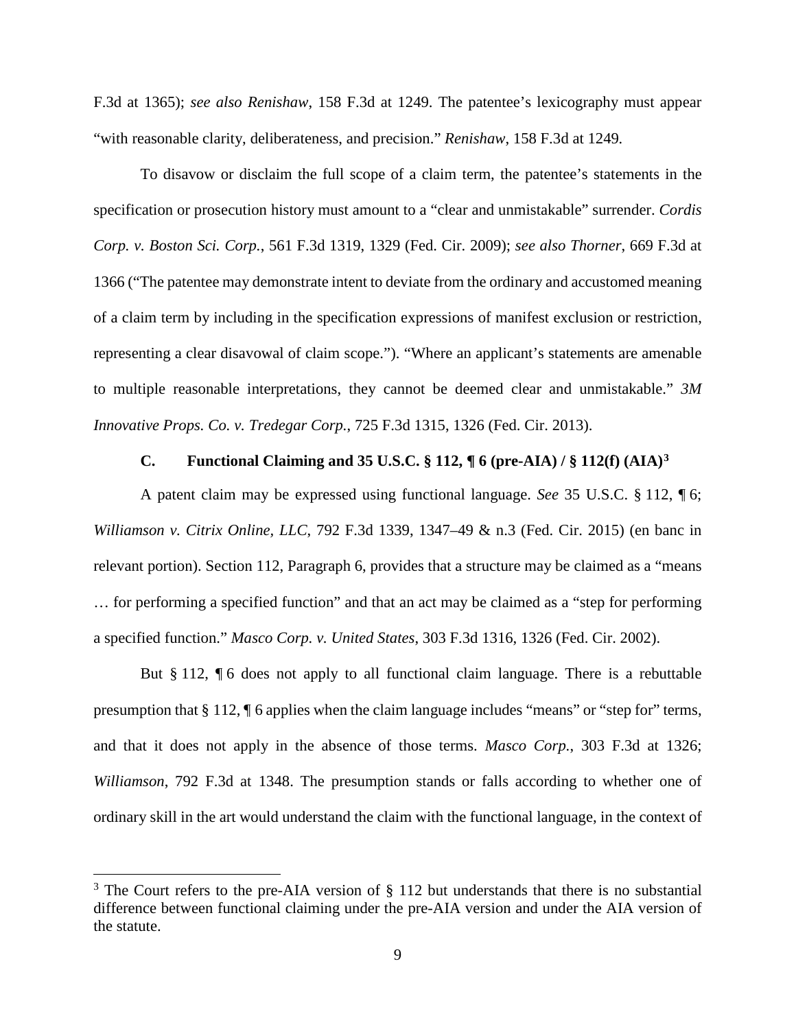F.3d at 1365); *see also Renishaw*, 158 F.3d at 1249. The patentee's lexicography must appear "with reasonable clarity, deliberateness, and precision." *Renishaw*, 158 F.3d at 1249.

To disavow or disclaim the full scope of a claim term, the patentee's statements in the specification or prosecution history must amount to a "clear and unmistakable" surrender. *Cordis Corp. v. Boston Sci. Corp.*, 561 F.3d 1319, 1329 (Fed. Cir. 2009); *see also Thorner*, 669 F.3d at 1366 ("The patentee may demonstrate intent to deviate from the ordinary and accustomed meaning of a claim term by including in the specification expressions of manifest exclusion or restriction, representing a clear disavowal of claim scope."). "Where an applicant's statements are amenable to multiple reasonable interpretations, they cannot be deemed clear and unmistakable." *3M Innovative Props. Co. v. Tredegar Corp.*, 725 F.3d 1315, 1326 (Fed. Cir. 2013).

### C. Functional Claiming and 35 U.S.C. § 112, ¶ 6 (pre-AIA) / § 112(f) (AIA)[3]

A patent claim may be expressed using functional language. *See* 35 U.S.C. § 112, ¶ 6; *Williamson v. Citrix Online, LLC*, 792 F.3d 1339, 1347–49 & n.3 (Fed. Cir. 2015) (en banc in relevant portion). Section 112, Paragraph 6, provides that a structure may be claimed as a "means … for performing a specified function" and that an act may be claimed as a "step for performing a specified function." *Masco Corp. v. United States*, 303 F.3d 1316, 1326 (Fed. Cir. 2002).

But § 112, ¶ 6 does not apply to all functional claim language. There is a rebuttable presumption that § 112, ¶ 6 applies when the claim language includes "means" or "step for" terms, and that it does not apply in the absence of those terms. *Masco Corp.*, 303 F.3d at 1326; *Williamson*, 792 F.3d at 1348. The presumption stands or falls according to whether one of ordinary skill in the art would understand the claim with the functional language, in the context of

[3] The Court refers to the pre-AIA version of § 112 but understands that there is no substantial difference between functional claiming under the pre-AIA version and under the AIA version of the statute.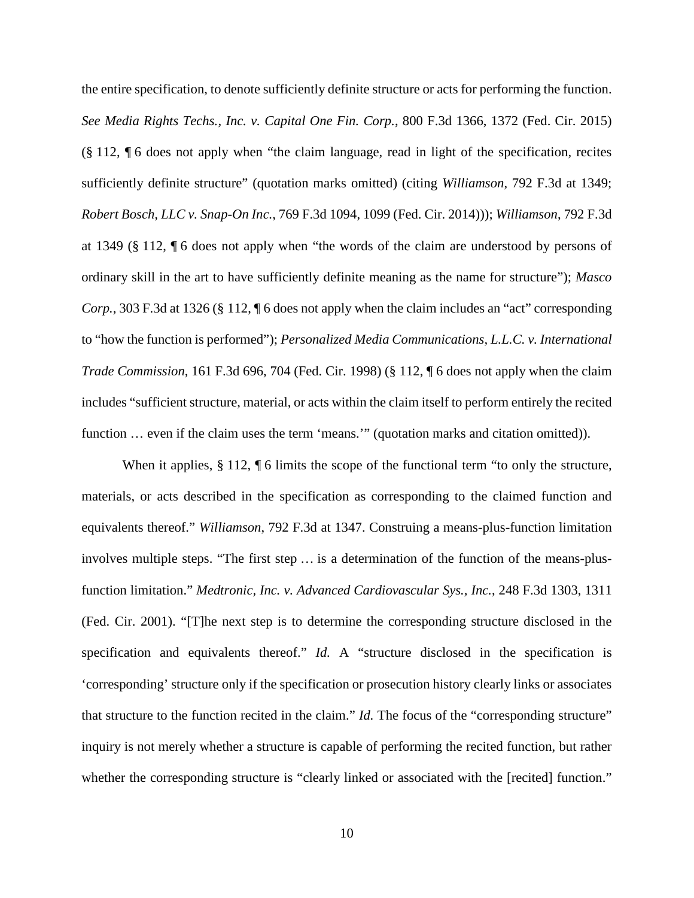the entire specification, to denote sufficiently definite structure or acts for performing the function. *See Media Rights Techs., Inc. v. Capital One Fin. Corp.*, 800 F.3d 1366, 1372 (Fed. Cir. 2015) (§ 112, ¶ 6 does not apply when "the claim language, read in light of the specification, recites sufficiently definite structure" (quotation marks omitted) (citing *Williamson*, 792 F.3d at 1349; *Robert Bosch, LLC v. Snap-On Inc.*, 769 F.3d 1094, 1099 (Fed. Cir. 2014))); *Williamson*, 792 F.3d at 1349 (§ 112, ¶ 6 does not apply when "the words of the claim are understood by persons of ordinary skill in the art to have sufficiently definite meaning as the name for structure"); *Masco Corp.*, 303 F.3d at 1326 (§ 112, ¶ 6 does not apply when the claim includes an "act" corresponding to "how the function is performed"); *Personalized Media Communications, L.L.C. v. International Trade Commission*, 161 F.3d 696, 704 (Fed. Cir. 1998) (§ 112, ¶ 6 does not apply when the claim includes "sufficient structure, material, or acts within the claim itself to perform entirely the recited function … even if the claim uses the term 'means.'" (quotation marks and citation omitted)).

When it applies, § 112, ¶ 6 limits the scope of the functional term "to only the structure, materials, or acts described in the specification as corresponding to the claimed function and equivalents thereof." *Williamson*, 792 F.3d at 1347. Construing a means-plus-function limitation involves multiple steps. "The first step … is a determination of the function of the means-plus-function limitation." *Medtronic, Inc. v. Advanced Cardiovascular Sys., Inc.*, 248 F.3d 1303, 1311 (Fed. Cir. 2001). "[T]he next step is to determine the corresponding structure disclosed in the specification and equivalents thereof." *Id.* A "structure disclosed in the specification is 'corresponding' structure only if the specification or prosecution history clearly links or associates that structure to the function recited in the claim." *Id.* The focus of the "corresponding structure" inquiry is not merely whether a structure is capable of performing the recited function, but rather whether the corresponding structure is "clearly linked or associated with the [recited] function."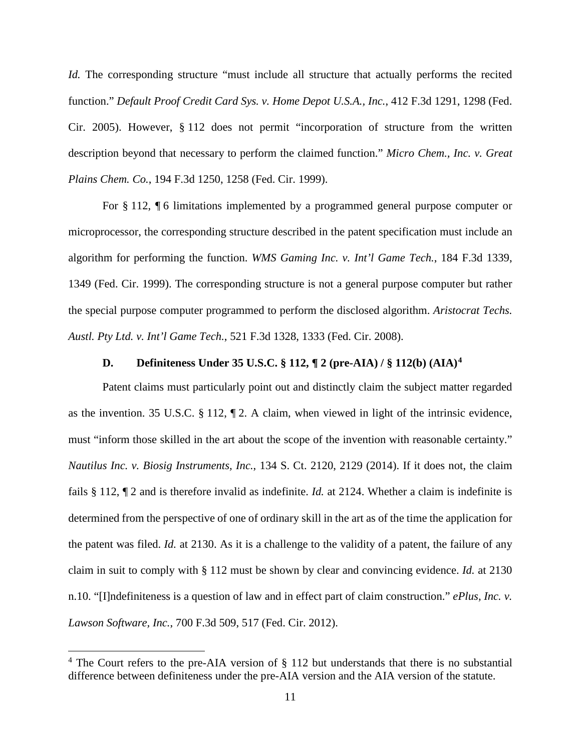*Id.* The corresponding structure "must include all structure that actually performs the recited function." *Default Proof Credit Card Sys. v. Home Depot U.S.A., Inc.*, 412 F.3d 1291, 1298 (Fed. Cir. 2005). However, § 112 does not permit "incorporation of structure from the written description beyond that necessary to perform the claimed function." *Micro Chem., Inc. v. Great Plains Chem. Co.*, 194 F.3d 1250, 1258 (Fed. Cir. 1999).

For § 112, ¶ 6 limitations implemented by a programmed general purpose computer or microprocessor, the corresponding structure described in the patent specification must include an algorithm for performing the function. *WMS Gaming Inc. v. Int'l Game Tech.*, 184 F.3d 1339, 1349 (Fed. Cir. 1999). The corresponding structure is not a general purpose computer but rather the special purpose computer programmed to perform the disclosed algorithm. *Aristocrat Techs. Austl. Pty Ltd. v. Int'l Game Tech.*, 521 F.3d 1328, 1333 (Fed. Cir. 2008).

### D. Definiteness Under 35 U.S.C. § 112, ¶ 2 (pre-AIA) / § 112(b) (AIA)[4]

Patent claims must particularly point out and distinctly claim the subject matter regarded as the invention. 35 U.S.C. § 112, ¶ 2. A claim, when viewed in light of the intrinsic evidence, must "inform those skilled in the art about the scope of the invention with reasonable certainty." *Nautilus Inc. v. Biosig Instruments, Inc.*, 134 S. Ct. 2120, 2129 (2014). If it does not, the claim fails § 112, ¶ 2 and is therefore invalid as indefinite. *Id.* at 2124. Whether a claim is indefinite is determined from the perspective of one of ordinary skill in the art as of the time the application for the patent was filed. *Id.* at 2130. As it is a challenge to the validity of a patent, the failure of any claim in suit to comply with § 112 must be shown by clear and convincing evidence. *Id.* at 2130 n.10. "[I]ndefiniteness is a question of law and in effect part of claim construction." *ePlus, Inc. v. Lawson Software, Inc.*, 700 F.3d 509, 517 (Fed. Cir. 2012).

---

[4] The Court refers to the pre-AIA version of § 112 but understands that there is no substantial difference between definiteness under the pre-AIA version and the AIA version of the statute.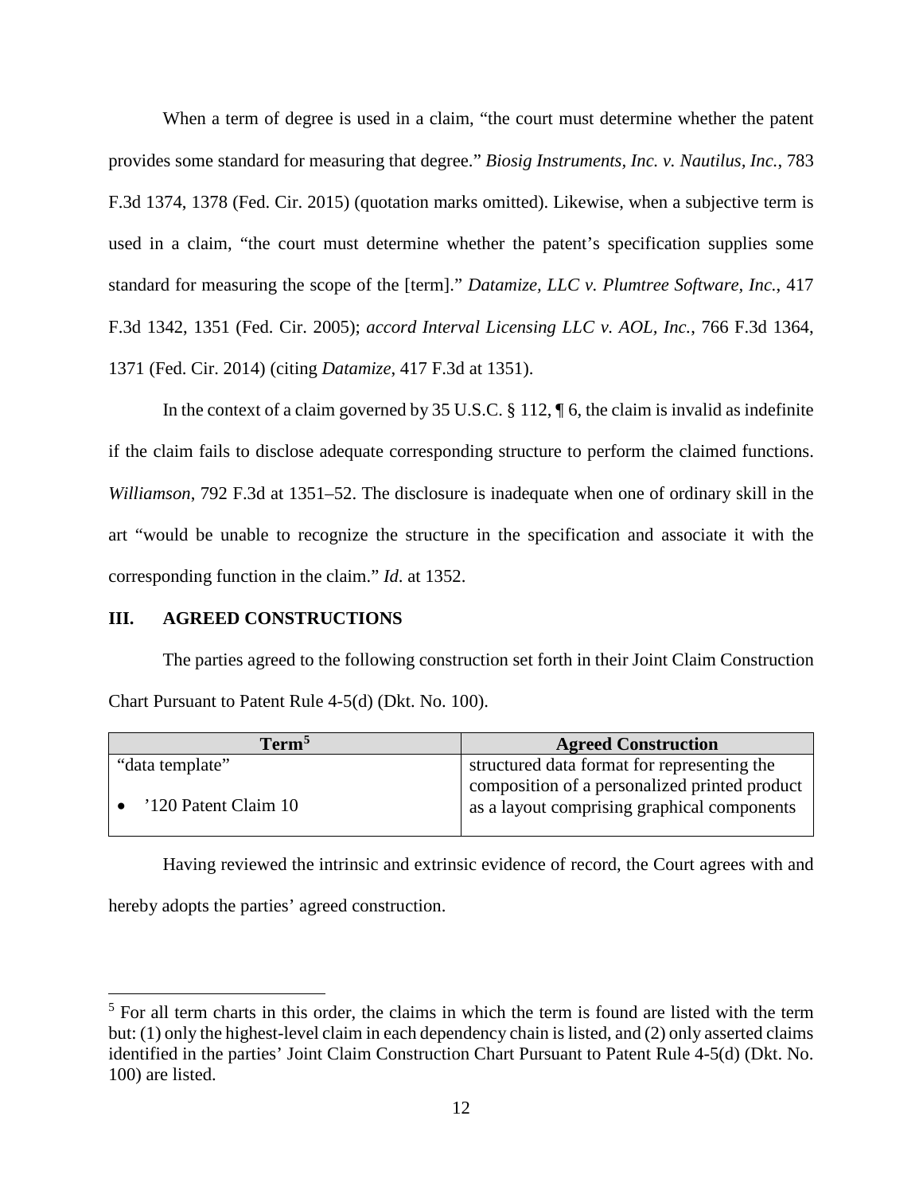When a term of degree is used in a claim, "the court must determine whether the patent provides some standard for measuring that degree." *Biosig Instruments, Inc. v. Nautilus, Inc.*, 783 F.3d 1374, 1378 (Fed. Cir. 2015) (quotation marks omitted). Likewise, when a subjective term is used in a claim, "the court must determine whether the patent's specification supplies some standard for measuring the scope of the [term]." *Datamize, LLC v. Plumtree Software, Inc.*, 417 F.3d 1342, 1351 (Fed. Cir. 2005); *accord Interval Licensing LLC v. AOL, Inc.*, 766 F.3d 1364, 1371 (Fed. Cir. 2014) (citing *Datamize*, 417 F.3d at 1351).

In the context of a claim governed by 35 U.S.C. § 112, ¶ 6, the claim is invalid as indefinite if the claim fails to disclose adequate corresponding structure to perform the claimed functions. *Williamson*, 792 F.3d at 1351–52. The disclosure is inadequate when one of ordinary skill in the art "would be unable to recognize the structure in the specification and associate it with the corresponding function in the claim." *Id*. at 1352.

## III. AGREED CONSTRUCTIONS

The parties agreed to the following construction set forth in their Joint Claim Construction Chart Pursuant to Patent Rule 4-5(d) (Dkt. No. 100).

| Term[5] | Agreed Construction |
|---|---|
| "data template"<br><br>• '120 Patent Claim 10 | structured data format for representing the composition of a personalized printed product as a layout comprising graphical components |

Having reviewed the intrinsic and extrinsic evidence of record, the Court agrees with and hereby adopts the parties' agreed construction.

---

[5] For all term charts in this order, the claims in which the term is found are listed with the term but: (1) only the highest-level claim in each dependency chain is listed, and (2) only asserted claims identified in the parties' Joint Claim Construction Chart Pursuant to Patent Rule 4-5(d) (Dkt. No. 100) are listed.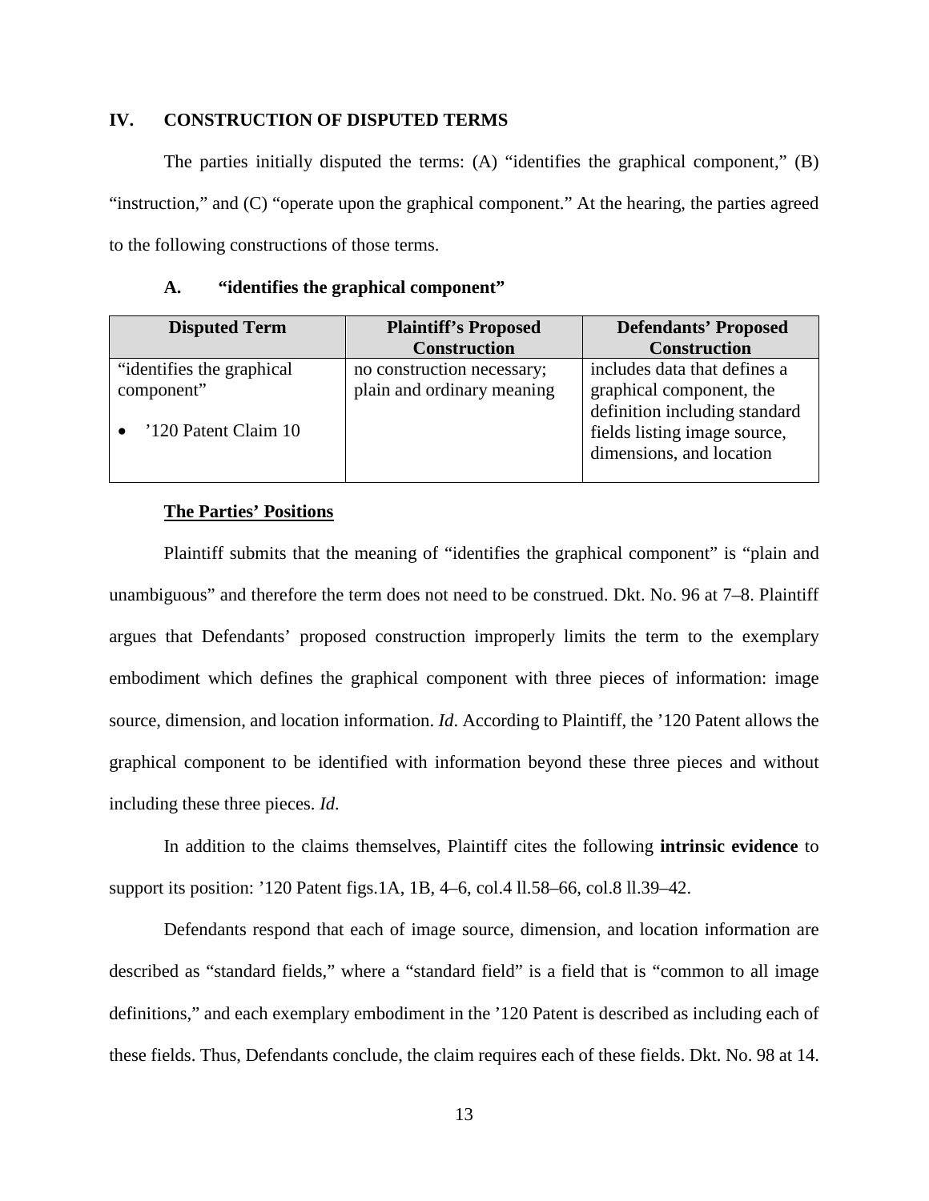## IV. CONSTRUCTION OF DISPUTED TERMS

The parties initially disputed the terms: (A) "identifies the graphical component," (B) "instruction," and (C) "operate upon the graphical component." At the hearing, the parties agreed to the following constructions of those terms.

### A. "identifies the graphical component"

| Disputed Term | Plaintiff's Proposed Construction | Defendants' Proposed Construction |
|---|---|---|
| "identifies the graphical component"<br><br>• '120 Patent Claim 10 | no construction necessary; plain and ordinary meaning | includes data that defines a graphical component, the definition including standard fields listing image source, dimensions, and location |

**The Parties' Positions**

Plaintiff submits that the meaning of "identifies the graphical component" is "plain and unambiguous" and therefore the term does not need to be construed. Dkt. No. 96 at 7–8. Plaintiff argues that Defendants' proposed construction improperly limits the term to the exemplary embodiment which defines the graphical component with three pieces of information: image source, dimension, and location information. *Id*. According to Plaintiff, the '120 Patent allows the graphical component to be identified with information beyond these three pieces and without including these three pieces. *Id*.

In addition to the claims themselves, Plaintiff cites the following **intrinsic evidence** to support its position: '120 Patent figs.1A, 1B, 4–6, col.4 ll.58–66, col.8 ll.39–42.

Defendants respond that each of image source, dimension, and location information are described as "standard fields," where a "standard field" is a field that is "common to all image definitions," and each exemplary embodiment in the '120 Patent is described as including each of these fields. Thus, Defendants conclude, the claim requires each of these fields. Dkt. No. 98 at 14.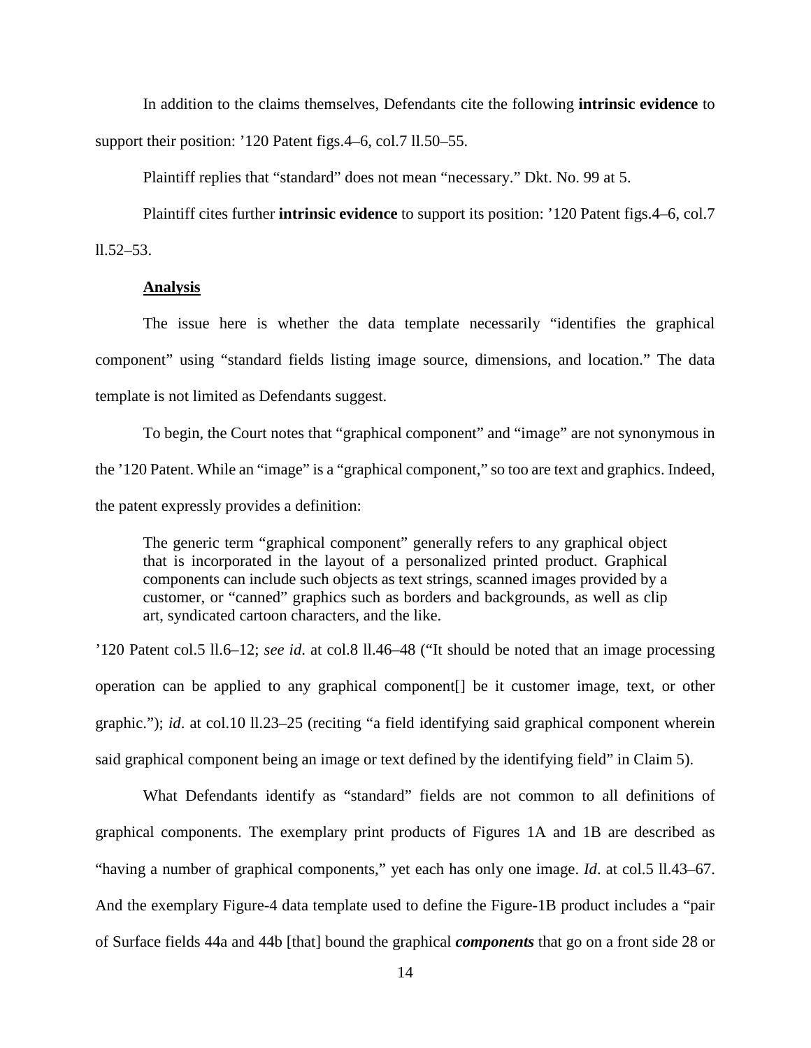In addition to the claims themselves, Defendants cite the following **intrinsic evidence** to support their position: ’120 Patent figs.4–6, col.7 ll.50–55.

Plaintiff replies that “standard” does not mean “necessary.” Dkt. No. 99 at 5.

Plaintiff cites further **intrinsic evidence** to support its position: ’120 Patent figs.4–6, col.7 ll.52–53.

**Analysis**

The issue here is whether the data template necessarily “identifies the graphical component” using “standard fields listing image source, dimensions, and location.” The data template is not limited as Defendants suggest.

To begin, the Court notes that “graphical component” and “image” are not synonymous in the ’120 Patent. While an “image” is a “graphical component,” so too are text and graphics. Indeed, the patent expressly provides a definition:

> The generic term “graphical component” generally refers to any graphical object that is incorporated in the layout of a personalized printed product. Graphical components can include such objects as text strings, scanned images provided by a customer, or “canned” graphics such as borders and backgrounds, as well as clip art, syndicated cartoon characters, and the like.

’120 Patent col.5 ll.6–12; *see id.* at col.8 ll.46–48 (“It should be noted that an image processing operation can be applied to any graphical component[] be it customer image, text, or other graphic.”); *id*. at col.10 ll.23–25 (reciting “a field identifying said graphical component wherein said graphical component being an image or text defined by the identifying field” in Claim 5).

What Defendants identify as “standard” fields are not common to all definitions of graphical components. The exemplary print products of Figures 1A and 1B are described as “having a number of graphical components,” yet each has only one image. *Id*. at col.5 ll.43–67. And the exemplary Figure-4 data template used to define the Figure-1B product includes a “pair of Surface fields 44a and 44b [that] bound the graphical ***components*** that go on a front side 28 or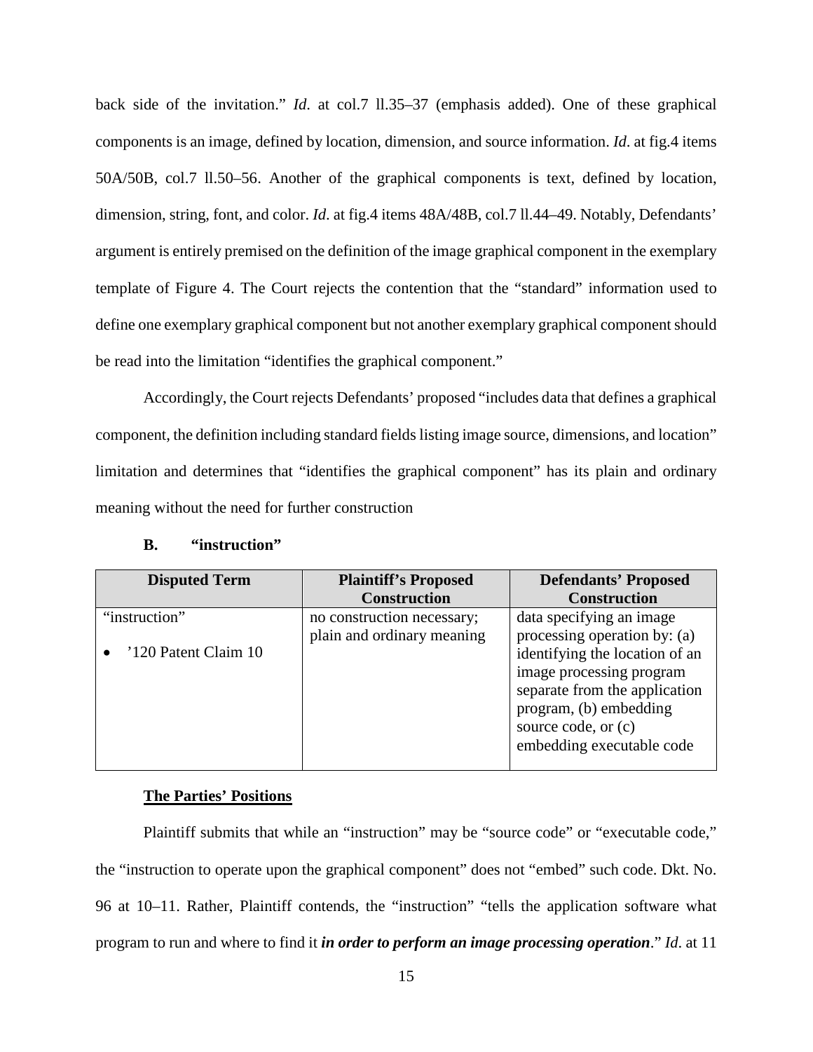back side of the invitation." *Id*. at col.7 ll.35–37 (emphasis added). One of these graphical components is an image, defined by location, dimension, and source information. *Id*. at fig.4 items 50A/50B, col.7 ll.50–56. Another of the graphical components is text, defined by location, dimension, string, font, and color. *Id*. at fig.4 items 48A/48B, col.7 ll.44–49. Notably, Defendants' argument is entirely premised on the definition of the image graphical component in the exemplary template of Figure 4. The Court rejects the contention that the "standard" information used to define one exemplary graphical component but not another exemplary graphical component should be read into the limitation "identifies the graphical component."

Accordingly, the Court rejects Defendants' proposed "includes data that defines a graphical component, the definition including standard fields listing image source, dimensions, and location" limitation and determines that "identifies the graphical component" has its plain and ordinary meaning without the need for further construction

### B. "instruction"

| Disputed Term | Plaintiff's Proposed Construction | Defendants' Proposed Construction |
| --- | --- | --- |
| "instruction"<br><br>• '120 Patent Claim 10 | no construction necessary; plain and ordinary meaning | data specifying an image processing operation by: (a) identifying the location of an image processing program separate from the application program, (b) embedding source code, or (c) embedding executable code |

**<u>The Parties' Positions</u>**

Plaintiff submits that while an "instruction" may be "source code" or "executable code," the "instruction to operate upon the graphical component" does not "embed" such code. Dkt. No. 96 at 10–11. Rather, Plaintiff contends, the "instruction" "tells the application software what program to run and where to find it ***in order to perform an image processing operation***." *Id*. at 11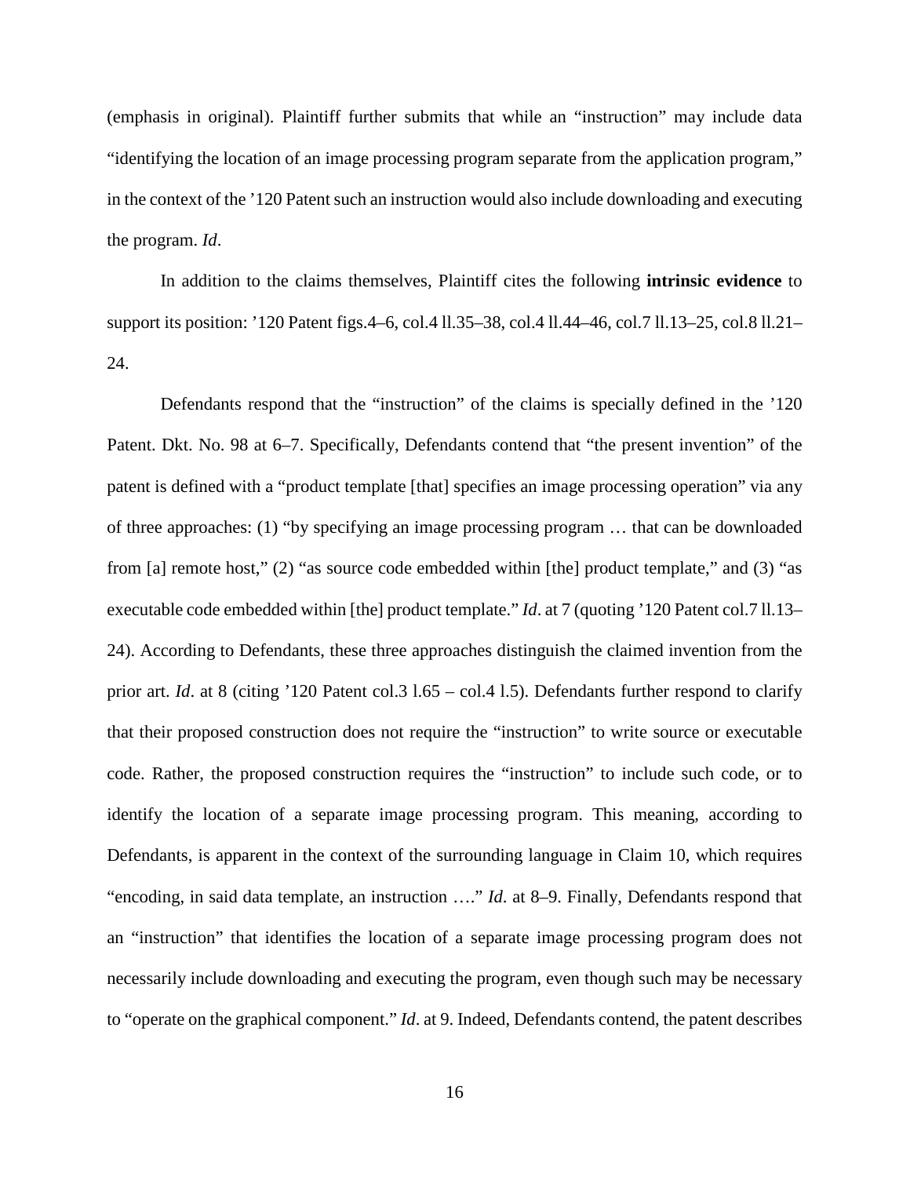(emphasis in original). Plaintiff further submits that while an "instruction" may include data "identifying the location of an image processing program separate from the application program," in the context of the '120 Patent such an instruction would also include downloading and executing the program. *Id*.

In addition to the claims themselves, Plaintiff cites the following **intrinsic evidence** to support its position: '120 Patent figs.4–6, col.4 ll.35–38, col.4 ll.44–46, col.7 ll.13–25, col.8 ll.21–24.

Defendants respond that the "instruction" of the claims is specially defined in the '120 Patent. Dkt. No. 98 at 6–7. Specifically, Defendants contend that "the present invention" of the patent is defined with a "product template [that] specifies an image processing operation" via any of three approaches: (1) "by specifying an image processing program … that can be downloaded from [a] remote host," (2) "as source code embedded within [the] product template," and (3) "as executable code embedded within [the] product template." *Id*. at 7 (quoting '120 Patent col.7 ll.13–24). According to Defendants, these three approaches distinguish the claimed invention from the prior art. *Id*. at 8 (citing '120 Patent col.3 l.65 – col.4 l.5). Defendants further respond to clarify that their proposed construction does not require the "instruction" to write source or executable code. Rather, the proposed construction requires the "instruction" to include such code, or to identify the location of a separate image processing program. This meaning, according to Defendants, is apparent in the context of the surrounding language in Claim 10, which requires "encoding, in said data template, an instruction …." *Id*. at 8–9. Finally, Defendants respond that an "instruction" that identifies the location of a separate image processing program does not necessarily include downloading and executing the program, even though such may be necessary to "operate on the graphical component." *Id*. at 9. Indeed, Defendants contend, the patent describes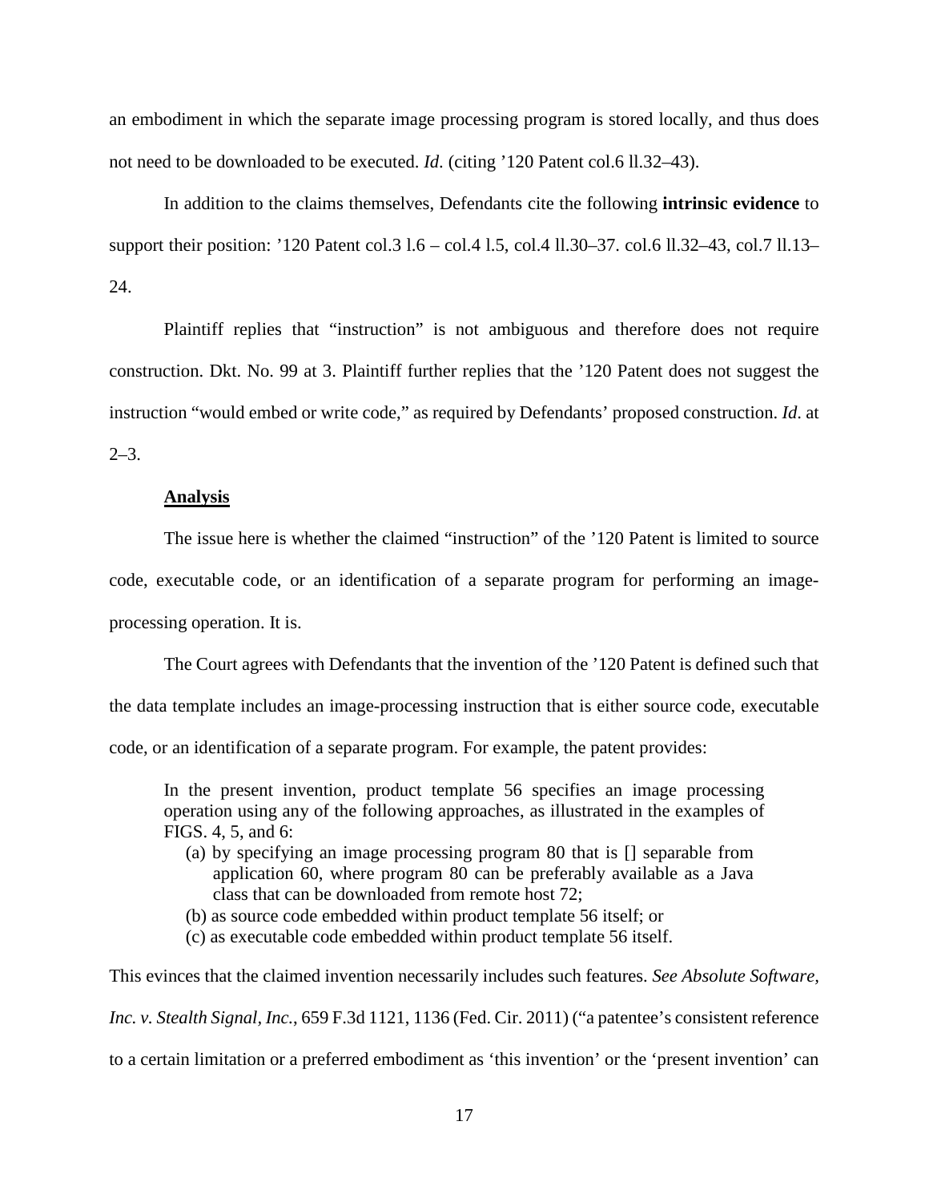an embodiment in which the separate image processing program is stored locally, and thus does not need to be downloaded to be executed. *Id.* (citing '120 Patent col.6 ll.32–43).

In addition to the claims themselves, Defendants cite the following **intrinsic evidence** to support their position: '120 Patent col.3 l.6 – col.4 l.5, col.4 ll.30–37. col.6 ll.32–43, col.7 ll.13–24.

Plaintiff replies that "instruction" is not ambiguous and therefore does not require construction. Dkt. No. 99 at 3. Plaintiff further replies that the '120 Patent does not suggest the instruction "would embed or write code," as required by Defendants' proposed construction. *Id.* at 2–3.

**Analysis**

The issue here is whether the claimed "instruction" of the '120 Patent is limited to source code, executable code, or an identification of a separate program for performing an image-processing operation. It is.

The Court agrees with Defendants that the invention of the '120 Patent is defined such that the data template includes an image-processing instruction that is either source code, executable code, or an identification of a separate program. For example, the patent provides:

> In the present invention, product template 56 specifies an image processing operation using any of the following approaches, as illustrated in the examples of FIGS. 4, 5, and 6:
>
> (a) by specifying an image processing program 80 that is [] separable from application 60, where program 80 can be preferably available as a Java class that can be downloaded from remote host 72;
>
> (b) as source code embedded within product template 56 itself; or
>
> (c) as executable code embedded within product template 56 itself.

This evinces that the claimed invention necessarily includes such features. *See Absolute Software, Inc. v. Stealth Signal, Inc.*, 659 F.3d 1121, 1136 (Fed. Cir. 2011) ("a patentee's consistent reference to a certain limitation or a preferred embodiment as 'this invention' or the 'present invention' can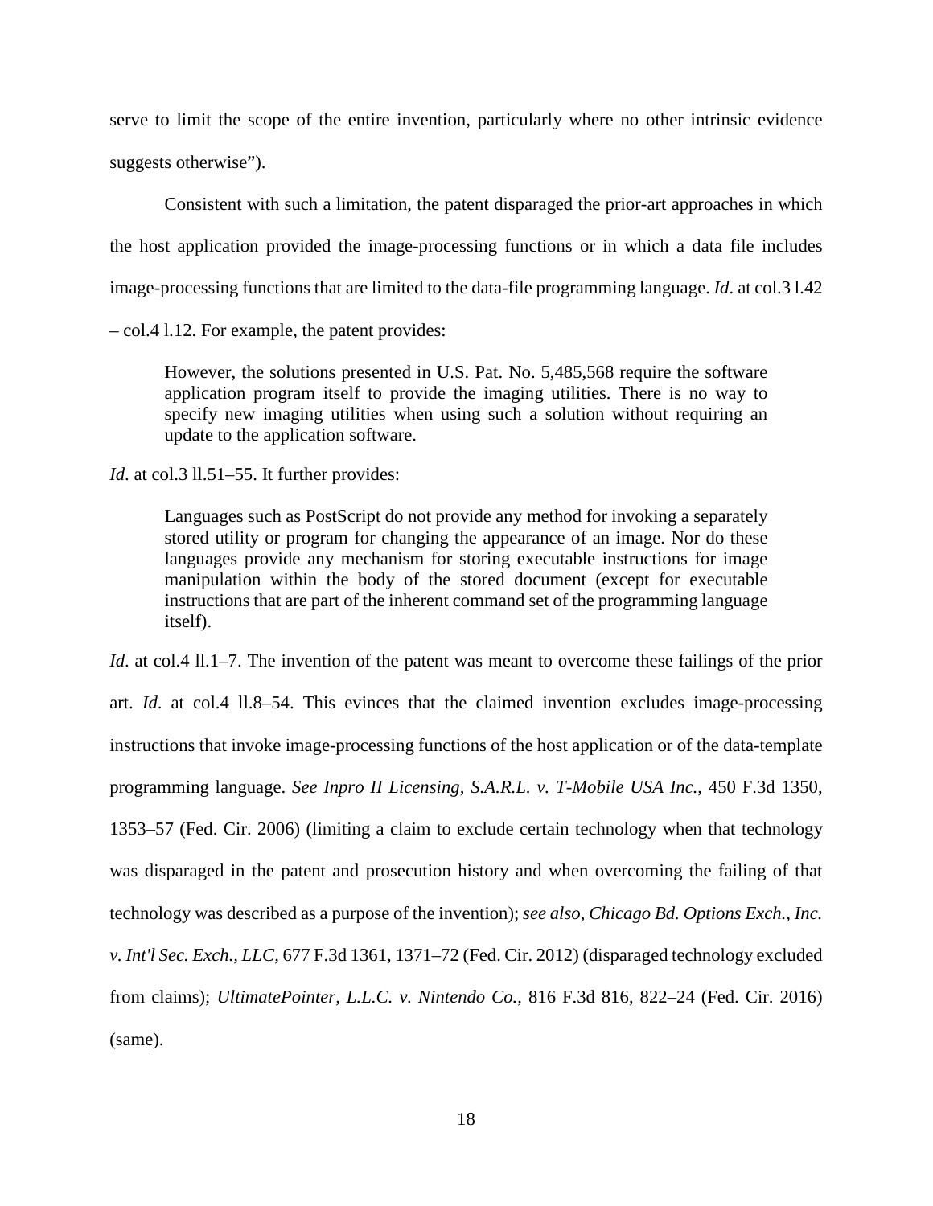serve to limit the scope of the entire invention, particularly where no other intrinsic evidence suggests otherwise").

Consistent with such a limitation, the patent disparaged the prior-art approaches in which the host application provided the image-processing functions or in which a data file includes image-processing functions that are limited to the data-file programming language. *Id*. at col.3 l.42 – col.4 l.12. For example, the patent provides:

> However, the solutions presented in U.S. Pat. No. 5,485,568 require the software application program itself to provide the imaging utilities. There is no way to specify new imaging utilities when using such a solution without requiring an update to the application software.

*Id.* at col.3 ll.51–55. It further provides:

> Languages such as PostScript do not provide any method for invoking a separately stored utility or program for changing the appearance of an image. Nor do these languages provide any mechanism for storing executable instructions for image manipulation within the body of the stored document (except for executable instructions that are part of the inherent command set of the programming language itself).

*Id.* at col.4 ll.1–7. The invention of the patent was meant to overcome these failings of the prior art. *Id*. at col.4 ll.8–54. This evinces that the claimed invention excludes image-processing instructions that invoke image-processing functions of the host application or of the data-template programming language. *See Inpro II Licensing, S.A.R.L. v. T-Mobile USA Inc.*, 450 F.3d 1350, 1353–57 (Fed. Cir. 2006) (limiting a claim to exclude certain technology when that technology was disparaged in the patent and prosecution history and when overcoming the failing of that technology was described as a purpose of the invention); *see also*, *Chicago Bd. Options Exch., Inc. v. Int'l Sec. Exch., LLC*, 677 F.3d 1361, 1371–72 (Fed. Cir. 2012) (disparaged technology excluded from claims); *UltimatePointer, L.L.C. v. Nintendo Co.*, 816 F.3d 816, 822–24 (Fed. Cir. 2016) (same).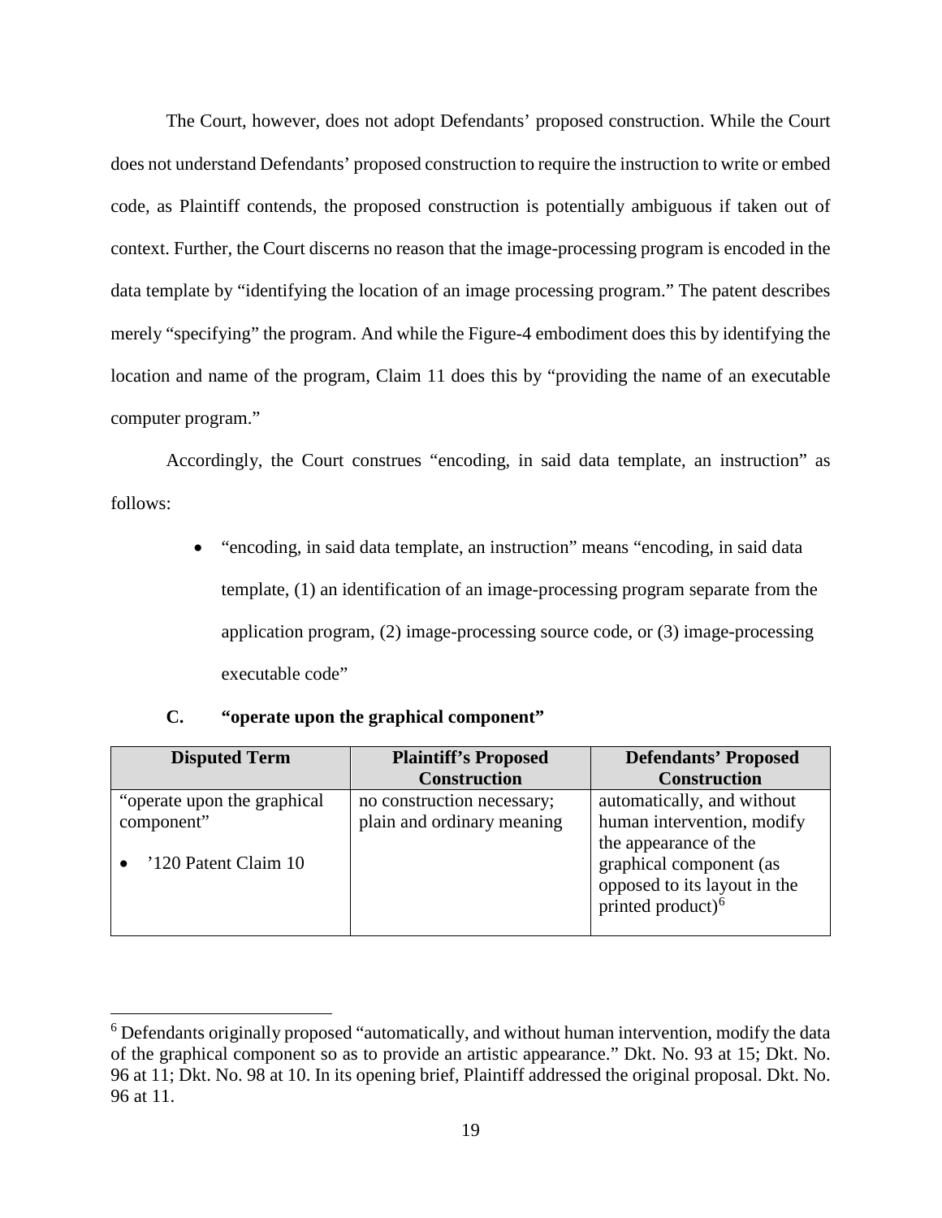The Court, however, does not adopt Defendants' proposed construction. While the Court does not understand Defendants' proposed construction to require the instruction to write or embed code, as Plaintiff contends, the proposed construction is potentially ambiguous if taken out of context. Further, the Court discerns no reason that the image-processing program is encoded in the data template by "identifying the location of an image processing program." The patent describes merely "specifying" the program. And while the Figure-4 embodiment does this by identifying the location and name of the program, Claim 11 does this by "providing the name of an executable computer program."

Accordingly, the Court construes "encoding, in said data template, an instruction" as follows:

- "encoding, in said data template, an instruction" means "encoding, in said data template, (1) an identification of an image-processing program separate from the application program, (2) image-processing source code, or (3) image-processing executable code"

### C. "operate upon the graphical component"

| Disputed Term | Plaintiff's Proposed Construction | Defendants' Proposed Construction |
|---|---|---|
| "operate upon the graphical component"<br><br>• '120 Patent Claim 10 | no construction necessary; plain and ordinary meaning | automatically, and without human intervention, modify the appearance of the graphical component (as opposed to its layout in the printed product)[6] |

[6] Defendants originally proposed "automatically, and without human intervention, modify the data of the graphical component so as to provide an artistic appearance." Dkt. No. 93 at 15; Dkt. No. 96 at 11; Dkt. No. 98 at 10. In its opening brief, Plaintiff addressed the original proposal. Dkt. No. 96 at 11.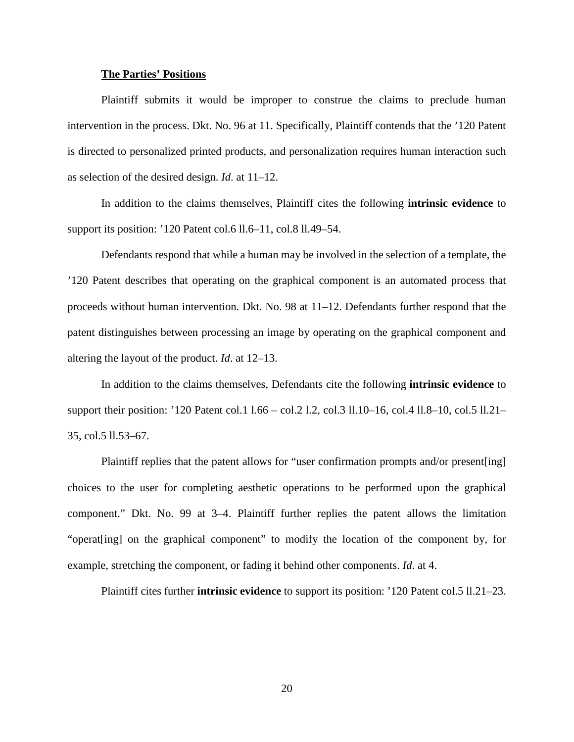**The Parties' Positions**

Plaintiff submits it would be improper to construe the claims to preclude human intervention in the process. Dkt. No. 96 at 11. Specifically, Plaintiff contends that the '120 Patent is directed to personalized printed products, and personalization requires human interaction such as selection of the desired design. *Id.* at 11–12.

In addition to the claims themselves, Plaintiff cites the following **intrinsic evidence** to support its position: '120 Patent col.6 ll.6–11, col.8 ll.49–54.

Defendants respond that while a human may be involved in the selection of a template, the '120 Patent describes that operating on the graphical component is an automated process that proceeds without human intervention. Dkt. No. 98 at 11–12. Defendants further respond that the patent distinguishes between processing an image by operating on the graphical component and altering the layout of the product. *Id*. at 12–13.

In addition to the claims themselves, Defendants cite the following **intrinsic evidence** to support their position: '120 Patent col.1 l.66 – col.2 l.2, col.3 ll.10–16, col.4 ll.8–10, col.5 ll.21–35, col.5 ll.53–67.

Plaintiff replies that the patent allows for "user confirmation prompts and/or present[ing] choices to the user for completing aesthetic operations to be performed upon the graphical component." Dkt. No. 99 at 3–4. Plaintiff further replies the patent allows the limitation "operat[ing] on the graphical component" to modify the location of the component by, for example, stretching the component, or fading it behind other components. *Id*. at 4.

Plaintiff cites further **intrinsic evidence** to support its position: '120 Patent col.5 ll.21–23.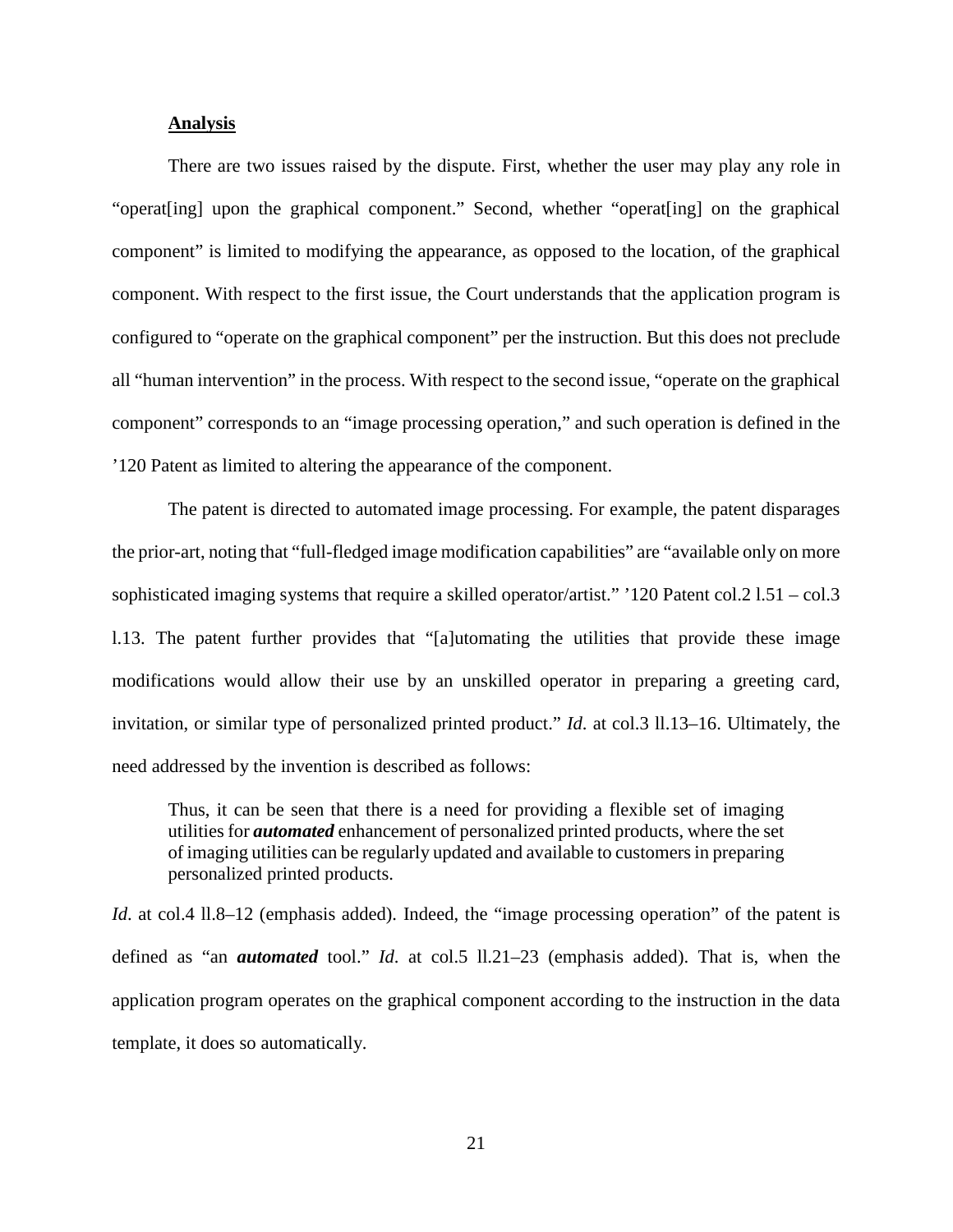**Analysis**

There are two issues raised by the dispute. First, whether the user may play any role in "operat[ing] upon the graphical component." Second, whether "operat[ing] on the graphical component" is limited to modifying the appearance, as opposed to the location, of the graphical component. With respect to the first issue, the Court understands that the application program is configured to "operate on the graphical component" per the instruction. But this does not preclude all "human intervention" in the process. With respect to the second issue, "operate on the graphical component" corresponds to an "image processing operation," and such operation is defined in the '120 Patent as limited to altering the appearance of the component.

The patent is directed to automated image processing. For example, the patent disparages the prior-art, noting that "full-fledged image modification capabilities" are "available only on more sophisticated imaging systems that require a skilled operator/artist." '120 Patent col.2 l.51 – col.3 l.13. The patent further provides that "[a]utomating the utilities that provide these image modifications would allow their use by an unskilled operator in preparing a greeting card, invitation, or similar type of personalized printed product." *Id*. at col.3 ll.13–16. Ultimately, the need addressed by the invention is described as follows:

> Thus, it can be seen that there is a need for providing a flexible set of imaging utilities for ***automated*** enhancement of personalized printed products, where the set of imaging utilities can be regularly updated and available to customers in preparing personalized printed products.

*Id*. at col.4 ll.8–12 (emphasis added). Indeed, the "image processing operation" of the patent is defined as "an ***automated*** tool." *Id*. at col.5 ll.21–23 (emphasis added). That is, when the application program operates on the graphical component according to the instruction in the data template, it does so automatically.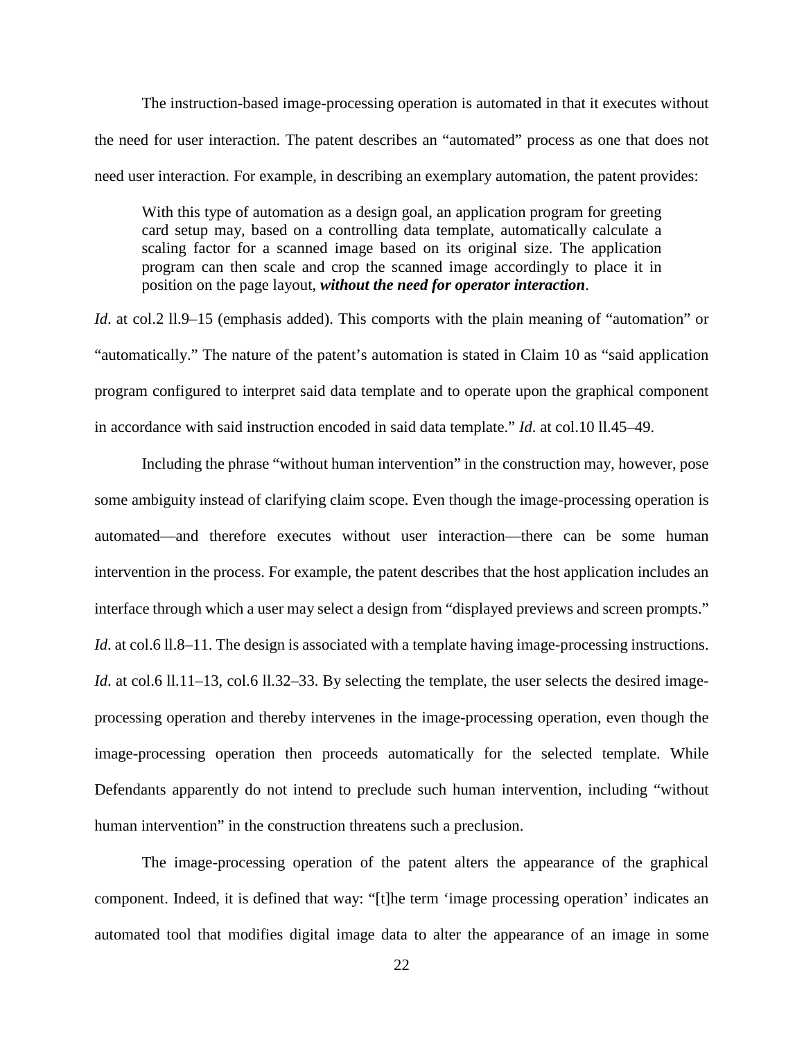The instruction-based image-processing operation is automated in that it executes without the need for user interaction. The patent describes an "automated" process as one that does not need user interaction. For example, in describing an exemplary automation, the patent provides:

> With this type of automation as a design goal, an application program for greeting card setup may, based on a controlling data template, automatically calculate a scaling factor for a scanned image based on its original size. The application program can then scale and crop the scanned image accordingly to place it in position on the page layout, ***without the need for operator interaction***.

*Id*. at col.2 ll.9–15 (emphasis added). This comports with the plain meaning of "automation" or "automatically." The nature of the patent's automation is stated in Claim 10 as "said application program configured to interpret said data template and to operate upon the graphical component in accordance with said instruction encoded in said data template." *Id*. at col.10 ll.45–49.

Including the phrase "without human intervention" in the construction may, however, pose some ambiguity instead of clarifying claim scope. Even though the image-processing operation is automated—and therefore executes without user interaction—there can be some human intervention in the process. For example, the patent describes that the host application includes an interface through which a user may select a design from "displayed previews and screen prompts." *Id.* at col.6 ll.8–11. The design is associated with a template having image-processing instructions. *Id.* at col.6 ll.11–13, col.6 ll.32–33. By selecting the template, the user selects the desired image-processing operation and thereby intervenes in the image-processing operation, even though the image-processing operation then proceeds automatically for the selected template. While Defendants apparently do not intend to preclude such human intervention, including "without human intervention" in the construction threatens such a preclusion.

The image-processing operation of the patent alters the appearance of the graphical component. Indeed, it is defined that way: "[t]he term 'image processing operation' indicates an automated tool that modifies digital image data to alter the appearance of an image in some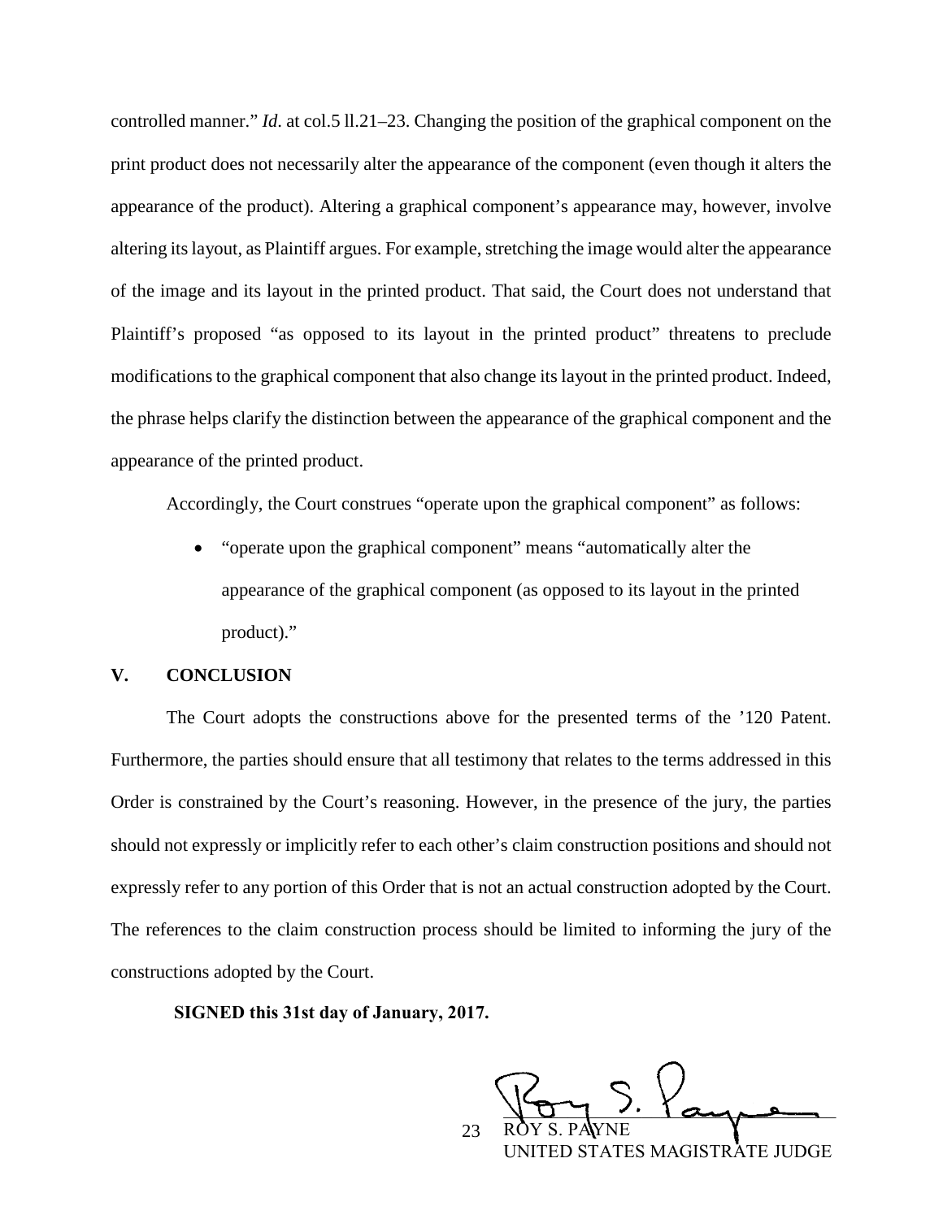controlled manner." *Id*. at col.5 ll.21–23. Changing the position of the graphical component on the print product does not necessarily alter the appearance of the component (even though it alters the appearance of the product). Altering a graphical component's appearance may, however, involve altering its layout, as Plaintiff argues. For example, stretching the image would alter the appearance of the image and its layout in the printed product. That said, the Court does not understand that Plaintiff's proposed "as opposed to its layout in the printed product" threatens to preclude modifications to the graphical component that also change its layout in the printed product. Indeed, the phrase helps clarify the distinction between the appearance of the graphical component and the appearance of the printed product.

Accordingly, the Court construes "operate upon the graphical component" as follows:

- "operate upon the graphical component" means "automatically alter the appearance of the graphical component (as opposed to its layout in the printed product)."

## V. CONCLUSION

The Court adopts the constructions above for the presented terms of the '120 Patent. Furthermore, the parties should ensure that all testimony that relates to the terms addressed in this Order is constrained by the Court's reasoning. However, in the presence of the jury, the parties should not expressly or implicitly refer to each other's claim construction positions and should not expressly refer to any portion of this Order that is not an actual construction adopted by the Court. The references to the claim construction process should be limited to informing the jury of the constructions adopted by the Court.

**SIGNED this 31st day of January, 2017.**

ROY S. PAYNE
UNITED STATES MAGISTRATE JUDGE